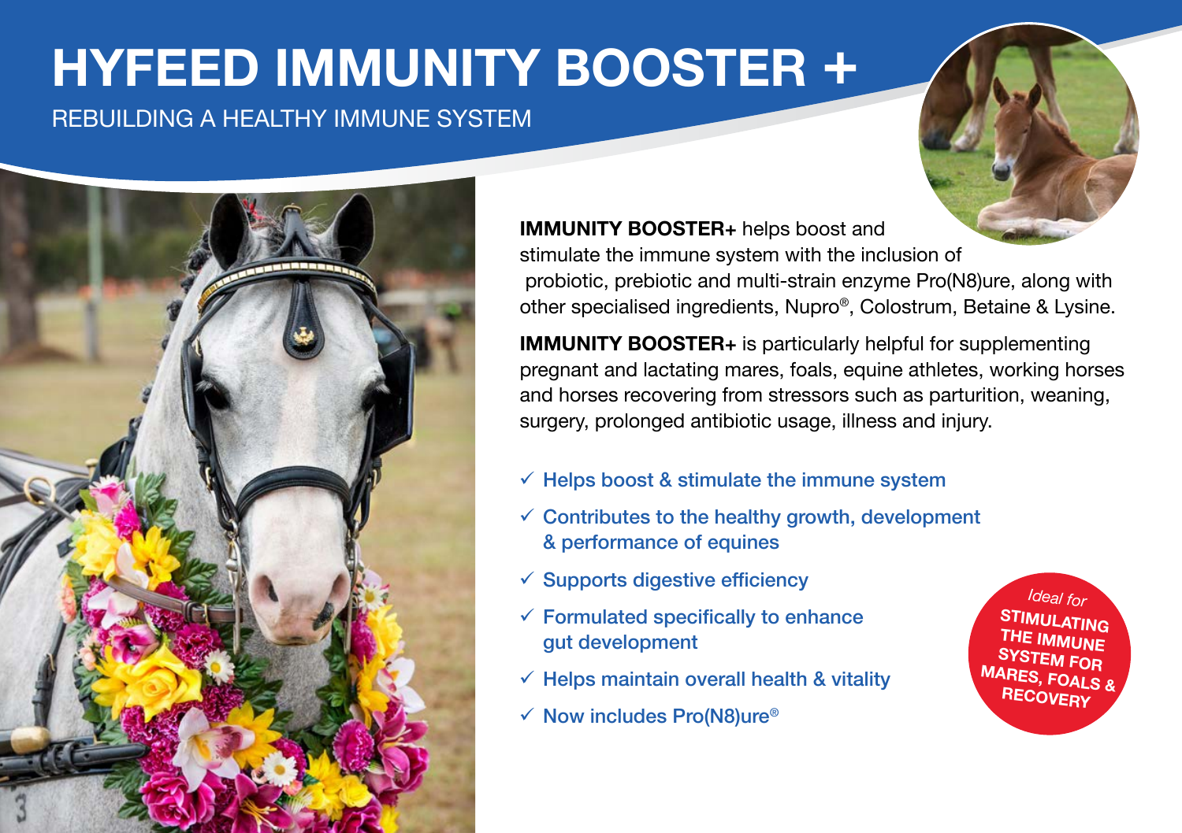# HYFEED IMMUNITY BOOSTER +

REBUILDING A HEALTHY IMMUNE SYSTEM

**IMMUNITY BOOSTER+** helps boost and stimulate the immune system with the inclusion of probiotic, prebiotic and multi-strain enzyme Pro(N8)ure, along with other specialised ingredients, Nupro®, Colostrum, Betaine & Lysine.

**IMMUNITY BOOSTER+** is particularly helpful for supplementing pregnant and lactating mares, foals, equine athletes, working horses and horses recovering from stressors such as parturition, weaning, surgery, prolonged antibiotic usage, illness and injury.

- ✓ Helps boost & stimulate the immune system
- ✓ Contributes to the healthy growth, development & performance of equines
- ✓ Supports digestive efficiency
- ✓ Formulated specifically to enhance gut development
- ✓ Helps maintain overall health & vitality
- ✓ Now includes Pro(N8)ure®

*Ideal for* **STIMULATING THE IMMUNE SYSTEM FOR MARES, FOALS & RECOVERY**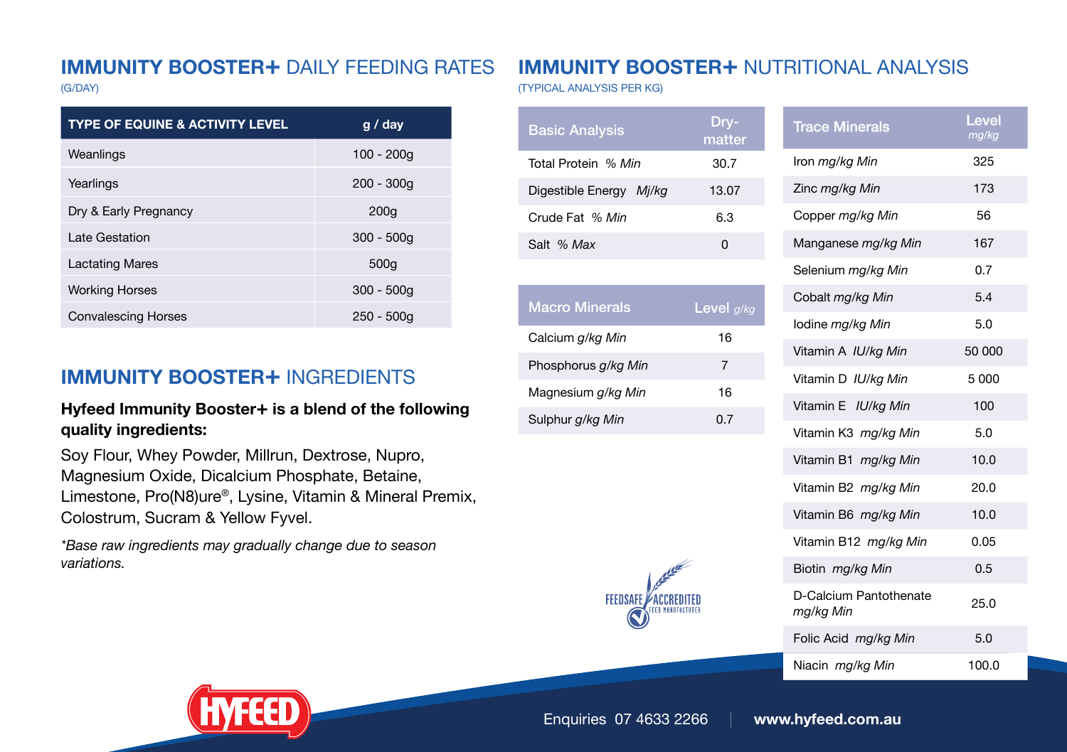## **IMMUNITY BOOSTER+** DAILY FEEDING RATES

(G/DAY)

| TYPE OF EQUINE & ACTIVITY LEVEL | g / day |
|---|---|
| Weanlings | 100 - 200g |
| Yearlings | 200 - 300g |
| Dry & Early Pregnancy | 200g |
| Late Gestation | 300 - 500g |
| Lactating Mares | 500g |
| Working Horses | 300 - 500g |
| Convalescing Horses | 250 - 500g |

## **IMMUNITY BOOSTER+** INGREDIENTS

**Hyfeed Immunity Booster+ is a blend of the following quality ingredients:**

Soy Flour, Whey Powder, Millrun, Dextrose, Nupro, Magnesium Oxide, Dicalcium Phosphate, Betaine, Limestone, Pro(N8)ure®, Lysine, Vitamin & Mineral Premix, Colostrum, Sucram & Yellow Fyvel.

*\*Base raw ingredients may gradually change due to season variations.*

## **IMMUNITY BOOSTER+** NUTRITIONAL ANALYSIS

(TYPICAL ANALYSIS PER KG)

| Basic Analysis | Dry-matter |
|---|---|
| Total Protein *% Min* | 30.7 |
| Digestible Energy *Mj/kg* | 13.07 |
| Crude Fat *% Min* | 6.3 |
| Salt *% Max* | 0 |

| Macro Minerals | Level *g/kg* |
|---|---|
| Calcium *g/kg Min* | 16 |
| Phosphorus *g/kg Min* | 7 |
| Magnesium *g/kg Min* | 16 |
| Sulphur *g/kg Min* | 0.7 |

| Trace Minerals | Level *mg/kg* |
|---|---|
| Iron *mg/kg Min* | 325 |
| Zinc *mg/kg Min* | 173 |
| Copper *mg/kg Min* | 56 |
| Manganese *mg/kg Min* | 167 |
| Selenium *mg/kg Min* | 0.7 |
| Cobalt *mg/kg Min* | 5.4 |
| Iodine *mg/kg Min* | 5.0 |
| Vitamin A *IU/kg Min* | 50 000 |
| Vitamin D *IU/kg Min* | 5 000 |
| Vitamin E *IU/kg Min* | 100 |
| Vitamin K3 *mg/kg Min* | 5.0 |
| Vitamin B1 *mg/kg Min* | 10.0 |
| Vitamin B2 *mg/kg Min* | 20.0 |
| Vitamin B6 *mg/kg Min* | 10.0 |
| Vitamin B12 *mg/kg Min* | 0.05 |
| Biotin *mg/kg Min* | 0.5 |
| D-Calcium Pantothenate *mg/kg Min* | 25.0 |
| Folic Acid *mg/kg Min* | 5.0 |
| Niacin *mg/kg Min* | 100.0 |

FEEDSAFE ACCREDITED FEED MANUFACTURER

HYFEED

Enquiries 07 4633 2266 | **www.hyfeed.com.au**